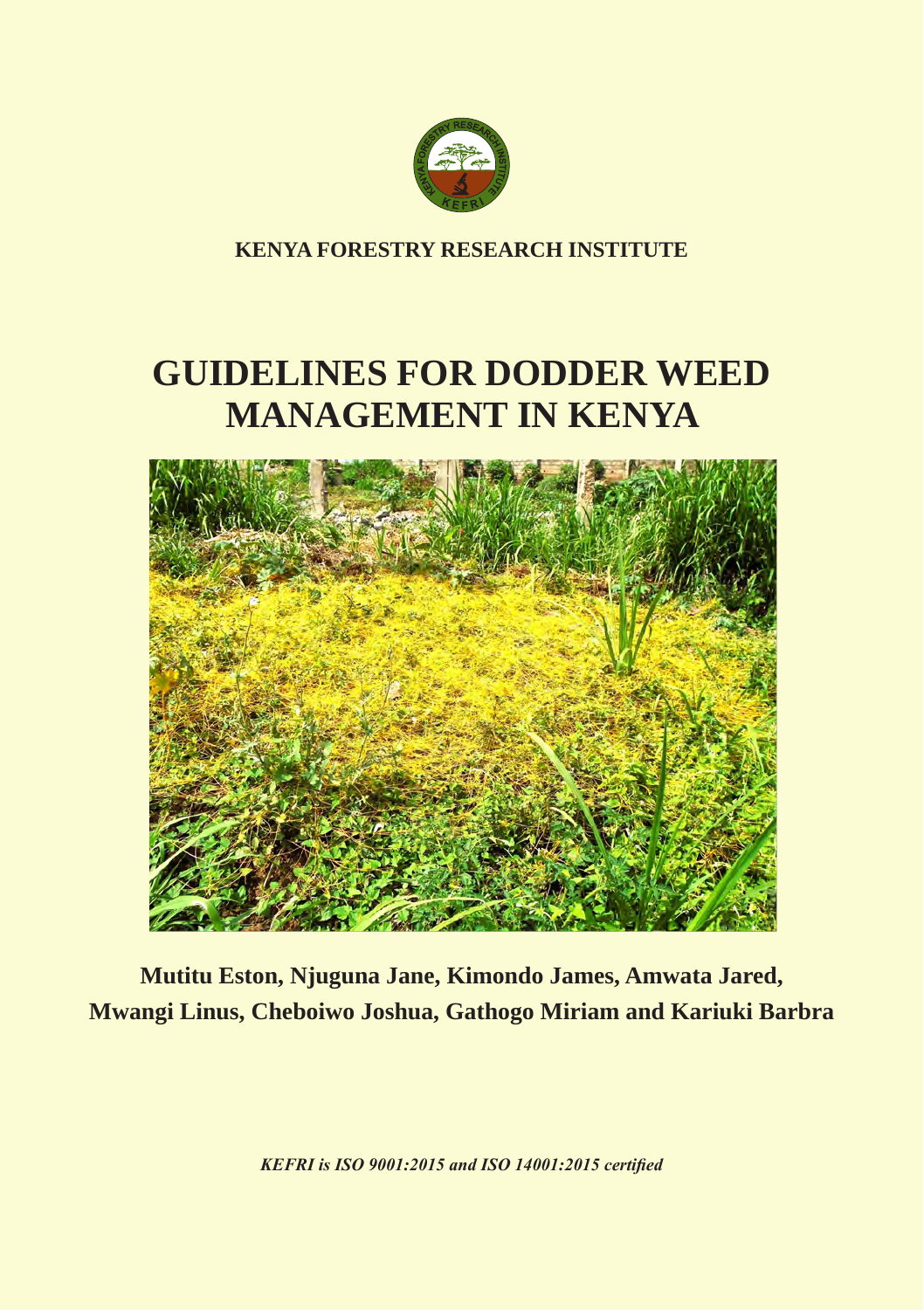KENYA FORESTRY RESEARCH INSTITUTE

# GUIDELINES FOR DODDER WEED MANAGEMENT IN KENYA

**Mutitu Eston, Njuguna Jane, Kimondo James, Amwata Jared, Mwangi Linus, Cheboiwo Joshua, Gathogo Miriam and Kariuki Barbra**

*KEFRI is ISO 9001:2015 and ISO 14001:2015 certified*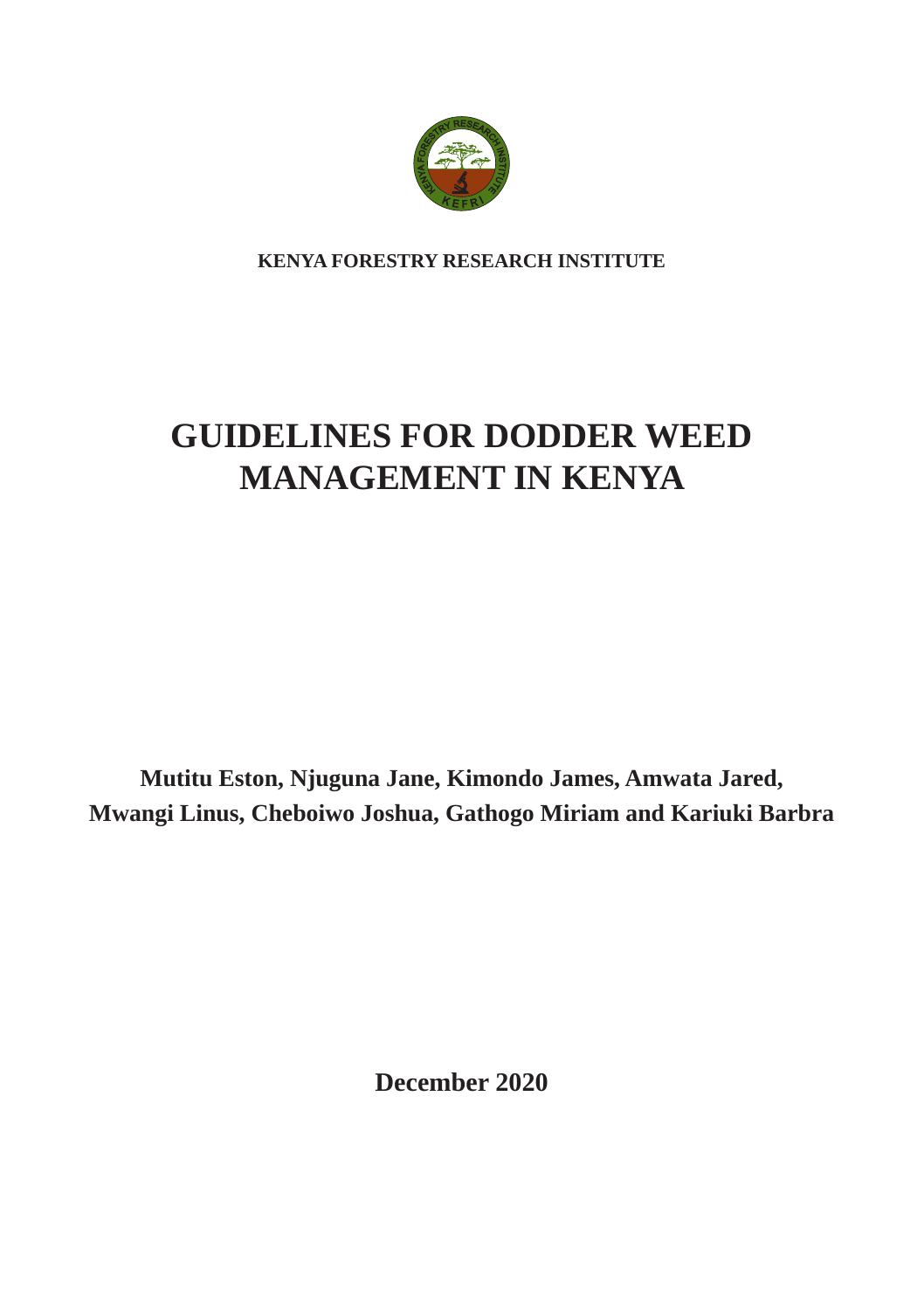**KENYA FORESTRY RESEARCH INSTITUTE**

# GUIDELINES FOR DODDER WEED MANAGEMENT IN KENYA

**Mutitu Eston, Njuguna Jane, Kimondo James, Amwata Jared, Mwangi Linus, Cheboiwo Joshua, Gathogo Miriam and Kariuki Barbra**

**December 2020**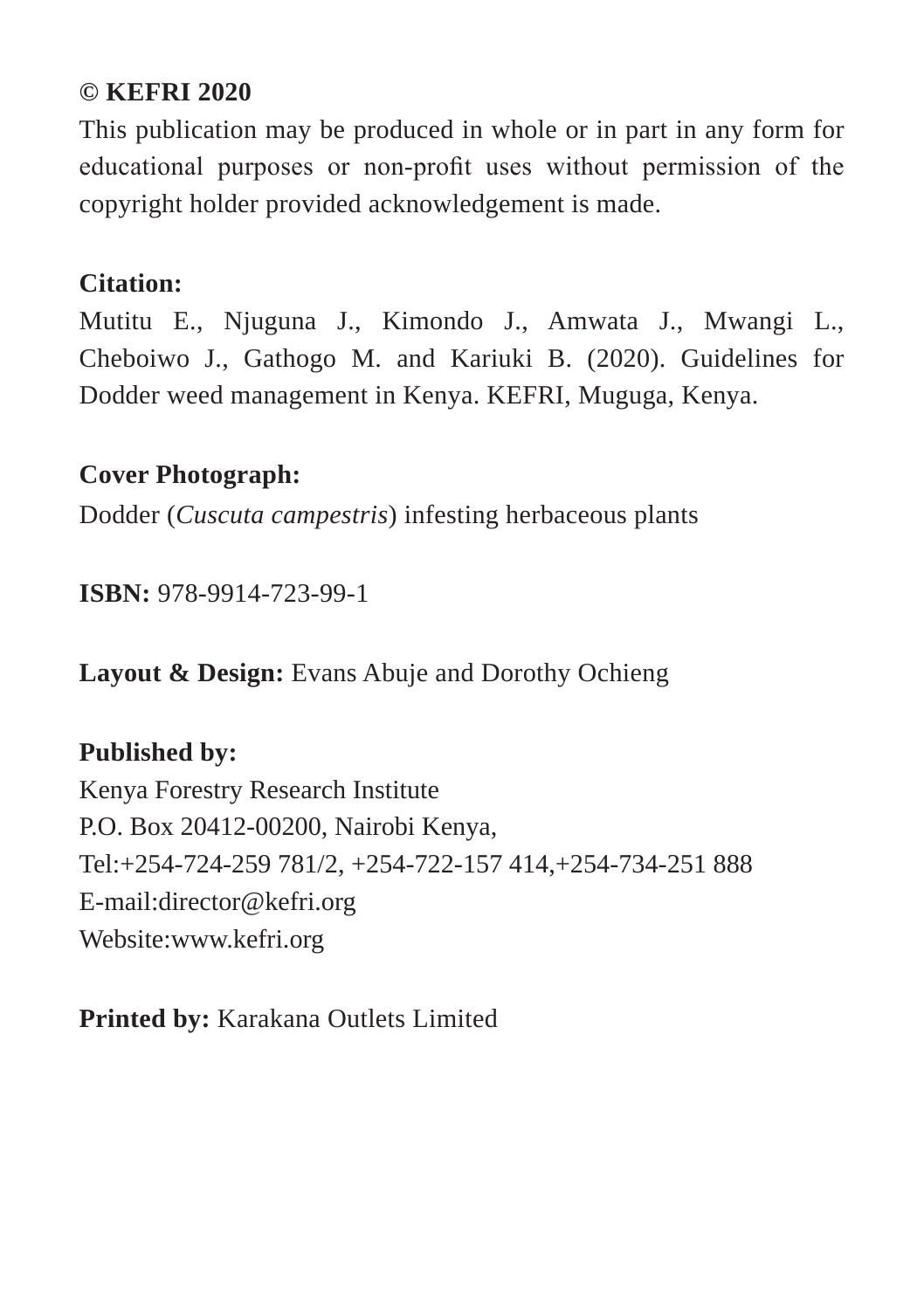**© KEFRI 2020**

This publication may be produced in whole or in part in any form for educational purposes or non-profit uses without permission of the copyright holder provided acknowledgement is made.

**Citation:**

Mutitu E., Njuguna J., Kimondo J., Amwata J., Mwangi L., Cheboiwo J., Gathogo M. and Kariuki B. (2020). Guidelines for Dodder weed management in Kenya. KEFRI, Muguga, Kenya.

**Cover Photograph:**

Dodder (*Cuscuta campestris*) infesting herbaceous plants

**ISBN:** 978-9914-723-99-1

**Layout & Design:** Evans Abuje and Dorothy Ochieng

**Published by:**

Kenya Forestry Research Institute
P.O. Box 20412-00200, Nairobi Kenya,
Tel:+254-724-259 781/2, +254-722-157 414,+254-734-251 888
E-mail:director@kefri.org
Website:www.kefri.org

**Printed by:** Karakana Outlets Limited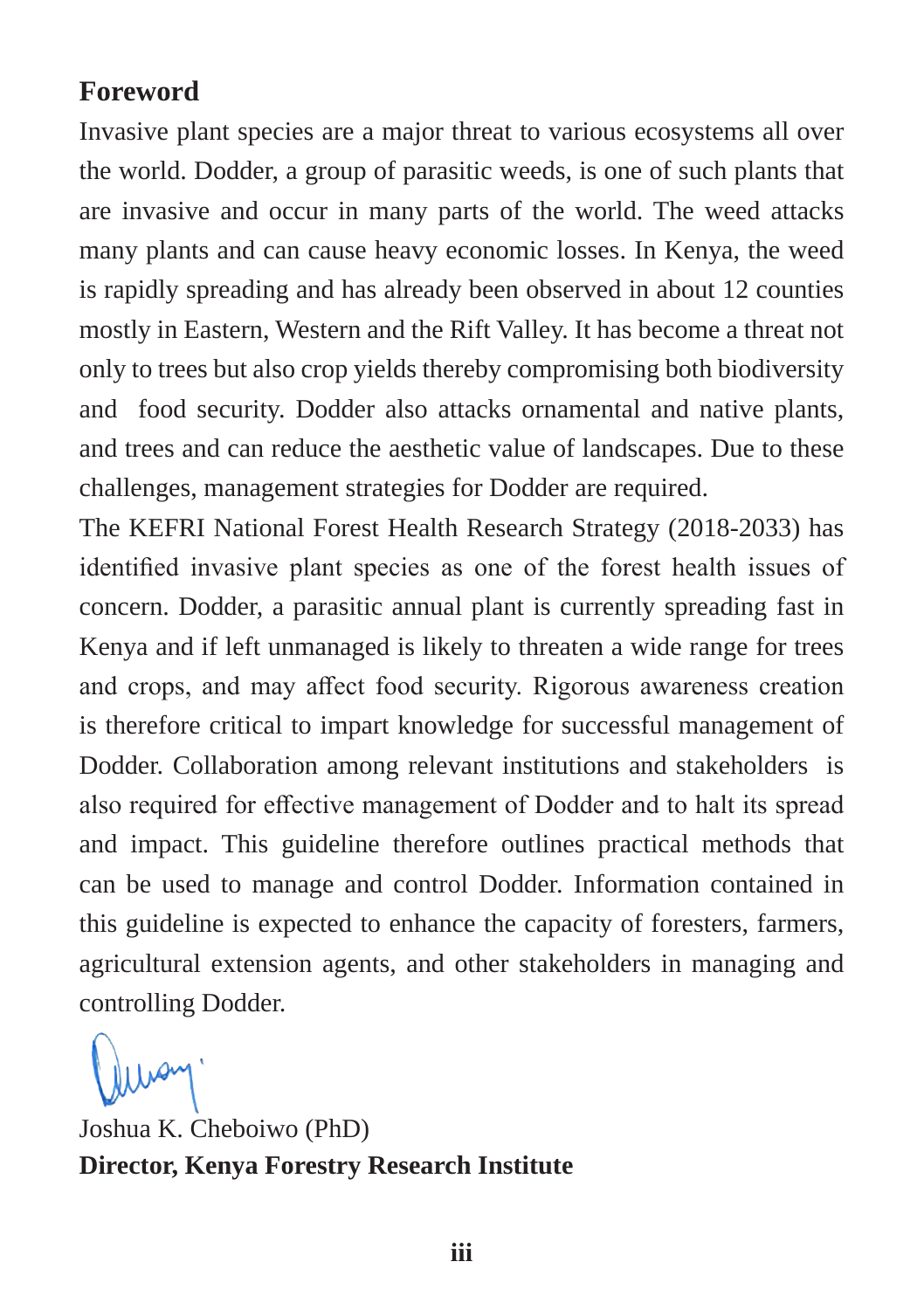## Foreword

Invasive plant species are a major threat to various ecosystems all over the world. Dodder, a group of parasitic weeds, is one of such plants that are invasive and occur in many parts of the world. The weed attacks many plants and can cause heavy economic losses. In Kenya, the weed is rapidly spreading and has already been observed in about 12 counties mostly in Eastern, Western and the Rift Valley. It has become a threat not only to trees but also crop yields thereby compromising both biodiversity and food security. Dodder also attacks ornamental and native plants, and trees and can reduce the aesthetic value of landscapes. Due to these challenges, management strategies for Dodder are required.

The KEFRI National Forest Health Research Strategy (2018-2033) has identified invasive plant species as one of the forest health issues of concern. Dodder, a parasitic annual plant is currently spreading fast in Kenya and if left unmanaged is likely to threaten a wide range for trees and crops, and may affect food security. Rigorous awareness creation is therefore critical to impart knowledge for successful management of Dodder. Collaboration among relevant institutions and stakeholders is also required for effective management of Dodder and to halt its spread and impact. This guideline therefore outlines practical methods that can be used to manage and control Dodder. Information contained in this guideline is expected to enhance the capacity of foresters, farmers, agricultural extension agents, and other stakeholders in managing and controlling Dodder.

Joshua K. Cheboiwo (PhD)
**Director, Kenya Forestry Research Institute**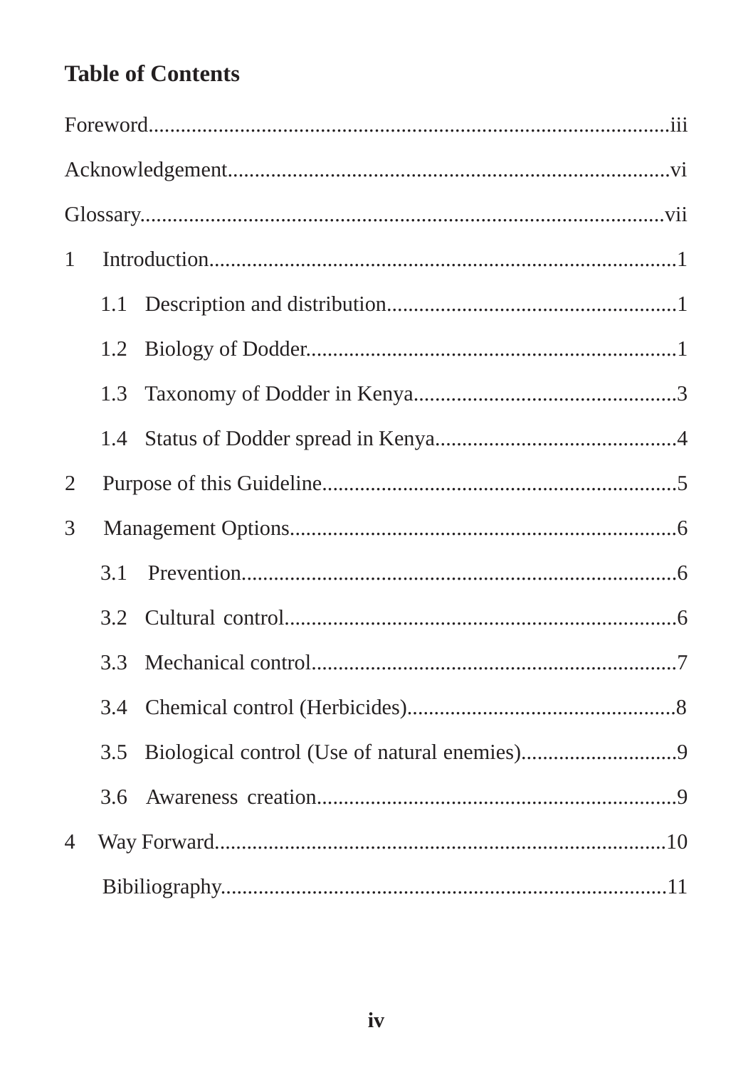## Table of Contents

Foreword....................................................................................................iii

Acknowledgement.....................................................................................vi

Glossary....................................................................................................vii

1 Introduction.........................................................................................1

- 1.1 Description and distribution.......................................................1
- 1.2 Biology of Dodder.......................................................................1
- 1.3 Taxonomy of Dodder in Kenya..................................................3
- 1.4 Status of Dodder spread in Kenya.............................................4

2 Purpose of this Guideline....................................................................5

3 Management Options...........................................................................6

- 3.1 Prevention....................................................................................6
- 3.2 Cultural control...........................................................................6
- 3.3 Mechanical control......................................................................7
- 3.4 Chemical control (Herbicides)....................................................8
- 3.5 Biological control (Use of natural enemies)..............................9
- 3.6 Awareness creation.....................................................................9

4 Way Forward.......................................................................................10

Bibiliography........................................................................................11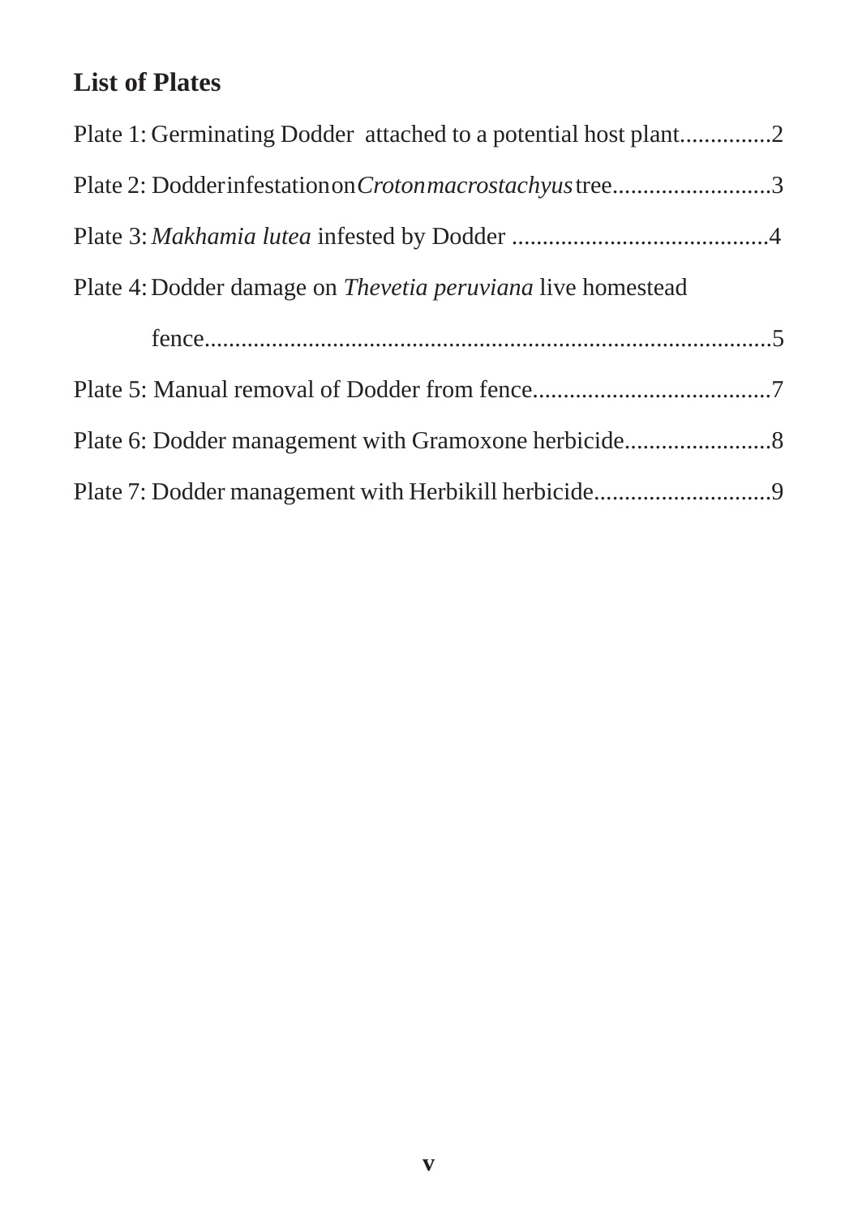## List of Plates

Plate 1: Germinating Dodder attached to a potential host plant...............2

Plate 2: Dodder infestation on *Croton macrostachyus* tree..........................3

Plate 3: *Makhamia lutea* infested by Dodder ..........................................4

Plate 4: Dodder damage on *Thevetia peruviana* live homestead fence............................................................................................5

Plate 5: Manual removal of Dodder from fence......................................7

Plate 6: Dodder management with Gramoxone herbicide........................8

Plate 7: Dodder management with Herbikill herbicide.............................9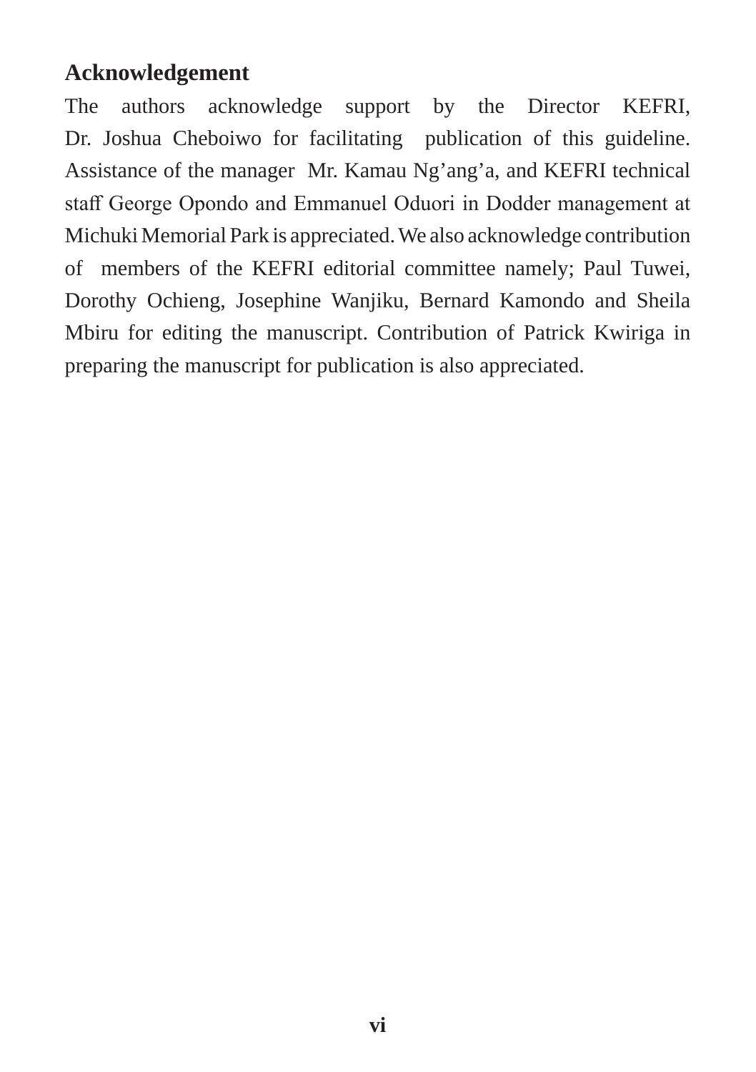## Acknowledgement

The authors acknowledge support by the Director KEFRI, Dr. Joshua Cheboiwo for facilitating publication of this guideline. Assistance of the manager Mr. Kamau Ng'ang'a, and KEFRI technical staff George Opondo and Emmanuel Oduori in Dodder management at Michuki Memorial Park is appreciated. We also acknowledge contribution of members of the KEFRI editorial committee namely; Paul Tuwei, Dorothy Ochieng, Josephine Wanjiku, Bernard Kamondo and Sheila Mbiru for editing the manuscript. Contribution of Patrick Kwiriga in preparing the manuscript for publication is also appreciated.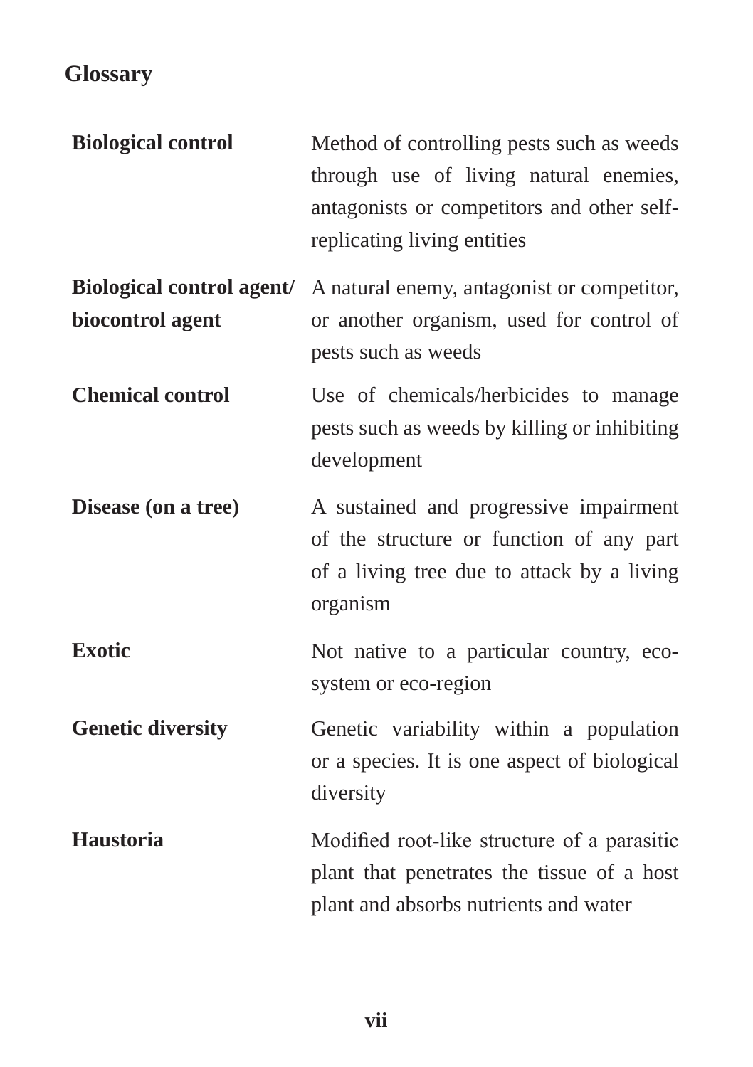## Glossary

| | |
|---|---|
| **Biological control** | Method of controlling pests such as weeds through use of living natural enemies, antagonists or competitors and other self-replicating living entities |
| **Biological control agent/ biocontrol agent** | A natural enemy, antagonist or competitor, or another organism, used for control of pests such as weeds |
| **Chemical control** | Use of chemicals/herbicides to manage pests such as weeds by killing or inhibiting development |
| **Disease (on a tree)** | A sustained and progressive impairment of the structure or function of any part of a living tree due to attack by a living organism |
| **Exotic** | Not native to a particular country, eco-system or eco-region |
| **Genetic diversity** | Genetic variability within a population or a species. It is one aspect of biological diversity |
| **Haustoria** | Modified root-like structure of a parasitic plant that penetrates the tissue of a host plant and absorbs nutrients and water |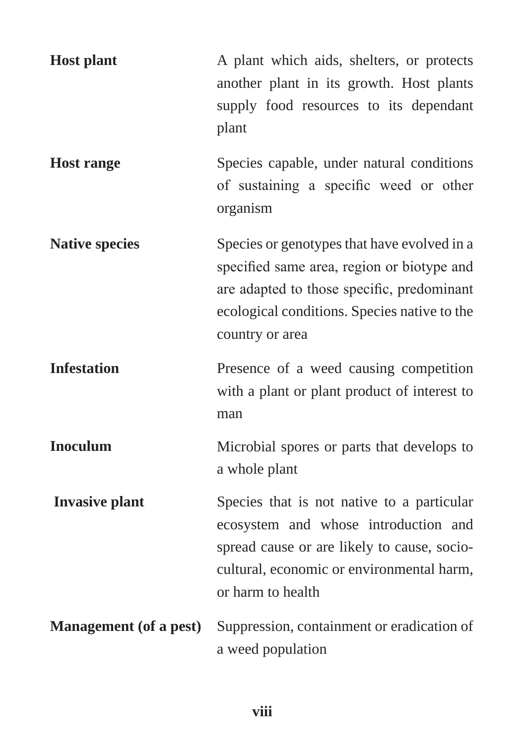| | |
|---|---|
| **Host plant** | A plant which aids, shelters, or protects another plant in its growth. Host plants supply food resources to its dependant plant |
| **Host range** | Species capable, under natural conditions of sustaining a specific weed or other organism |
| **Native species** | Species or genotypes that have evolved in a specified same area, region or biotype and are adapted to those specific, predominant ecological conditions. Species native to the country or area |
| **Infestation** | Presence of a weed causing competition with a plant or plant product of interest to man |
| **Inoculum** | Microbial spores or parts that develops to a whole plant |
| **Invasive plant** | Species that is not native to a particular ecosystem and whose introduction and spread cause or are likely to cause, socio-cultural, economic or environmental harm, or harm to health |
| **Management (of a pest)** | Suppression, containment or eradication of a weed population |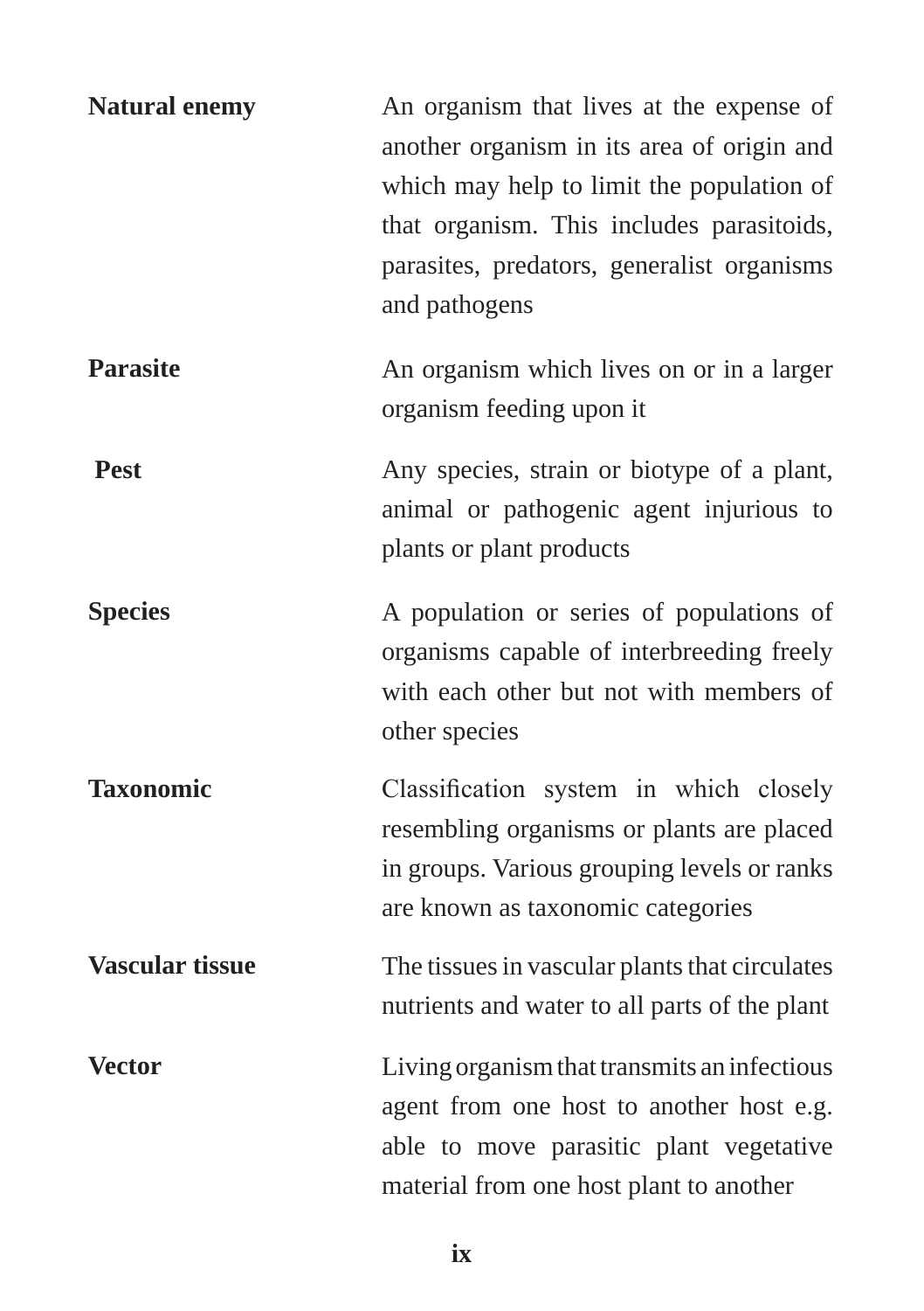| | |
|---|---|
| **Natural enemy** | An organism that lives at the expense of another organism in its area of origin and which may help to limit the population of that organism. This includes parasitoids, parasites, predators, generalist organisms and pathogens |
| **Parasite** | An organism which lives on or in a larger organism feeding upon it |
| **Pest** | Any species, strain or biotype of a plant, animal or pathogenic agent injurious to plants or plant products |
| **Species** | A population or series of populations of organisms capable of interbreeding freely with each other but not with members of other species |
| **Taxonomic** | Classification system in which closely resembling organisms or plants are placed in groups. Various grouping levels or ranks are known as taxonomic categories |
| **Vascular tissue** | The tissues in vascular plants that circulates nutrients and water to all parts of the plant |
| **Vector** | Living organism that transmits an infectious agent from one host to another host e.g. able to move parasitic plant vegetative material from one host plant to another |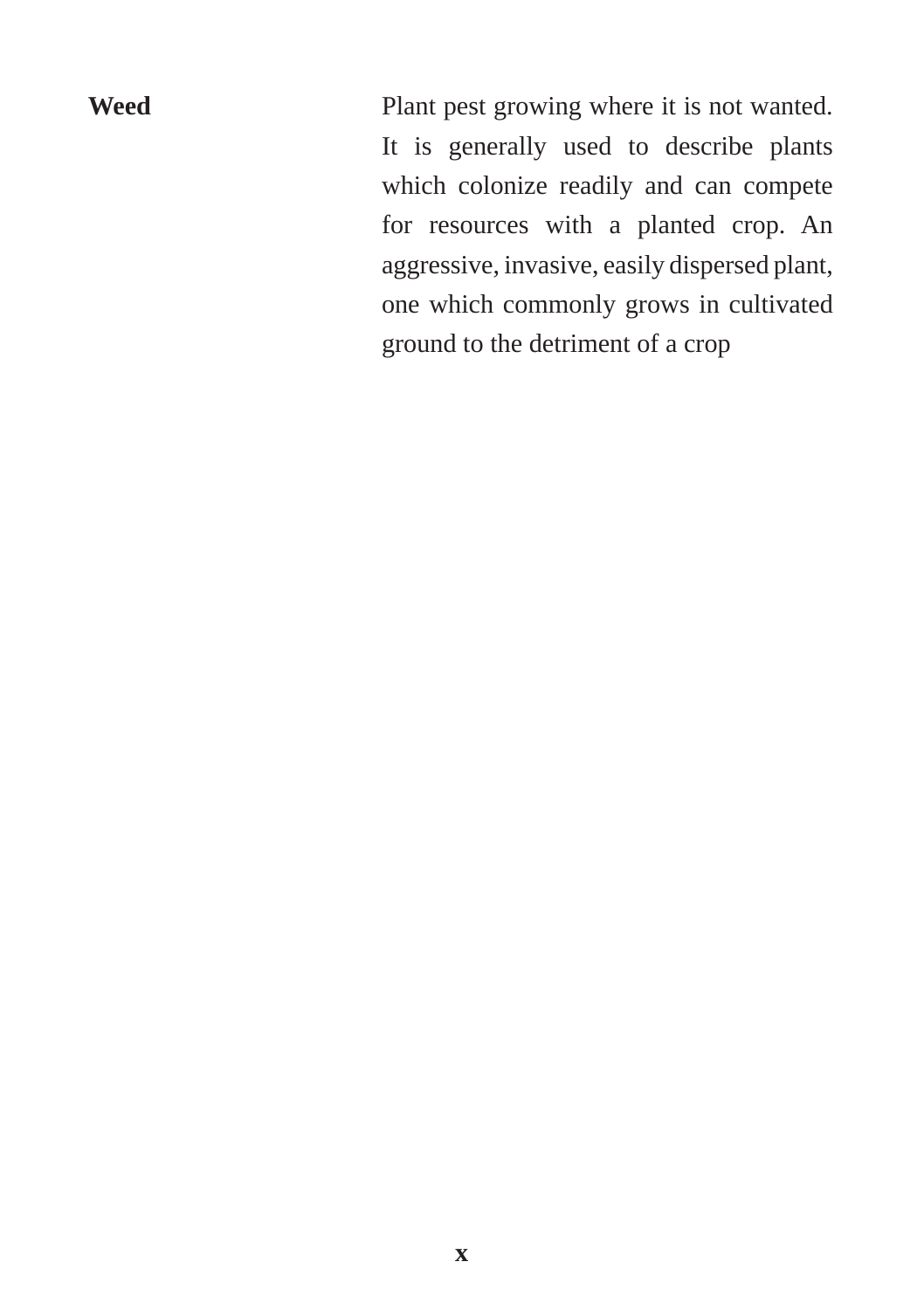**Weed** Plant pest growing where it is not wanted. It is generally used to describe plants which colonize readily and can compete for resources with a planted crop. An aggressive, invasive, easily dispersed plant, one which commonly grows in cultivated ground to the detriment of a crop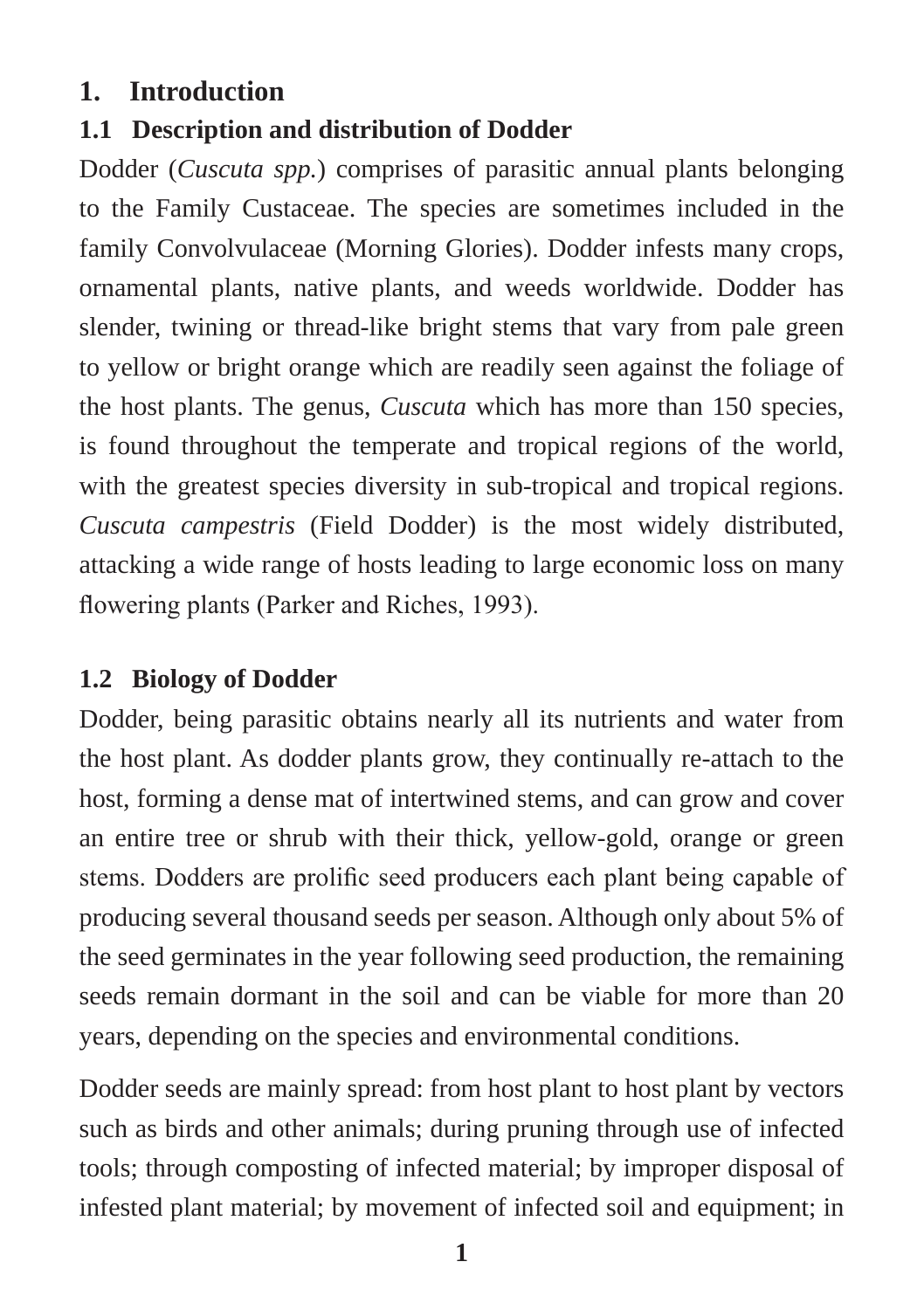# 1. Introduction

## 1.1 Description and distribution of Dodder

Dodder (*Cuscuta spp.*) comprises of parasitic annual plants belonging to the Family Custaceae. The species are sometimes included in the family Convolvulaceae (Morning Glories). Dodder infests many crops, ornamental plants, native plants, and weeds worldwide. Dodder has slender, twining or thread-like bright stems that vary from pale green to yellow or bright orange which are readily seen against the foliage of the host plants. The genus, *Cuscuta* which has more than 150 species, is found throughout the temperate and tropical regions of the world, with the greatest species diversity in sub-tropical and tropical regions. *Cuscuta campestris* (Field Dodder) is the most widely distributed, attacking a wide range of hosts leading to large economic loss on many flowering plants (Parker and Riches, 1993).

## 1.2 Biology of Dodder

Dodder, being parasitic obtains nearly all its nutrients and water from the host plant. As dodder plants grow, they continually re-attach to the host, forming a dense mat of intertwined stems, and can grow and cover an entire tree or shrub with their thick, yellow-gold, orange or green stems. Dodders are prolific seed producers each plant being capable of producing several thousand seeds per season. Although only about 5% of the seed germinates in the year following seed production, the remaining seeds remain dormant in the soil and can be viable for more than 20 years, depending on the species and environmental conditions.

Dodder seeds are mainly spread: from host plant to host plant by vectors such as birds and other animals; during pruning through use of infected tools; through composting of infected material; by improper disposal of infested plant material; by movement of infected soil and equipment; in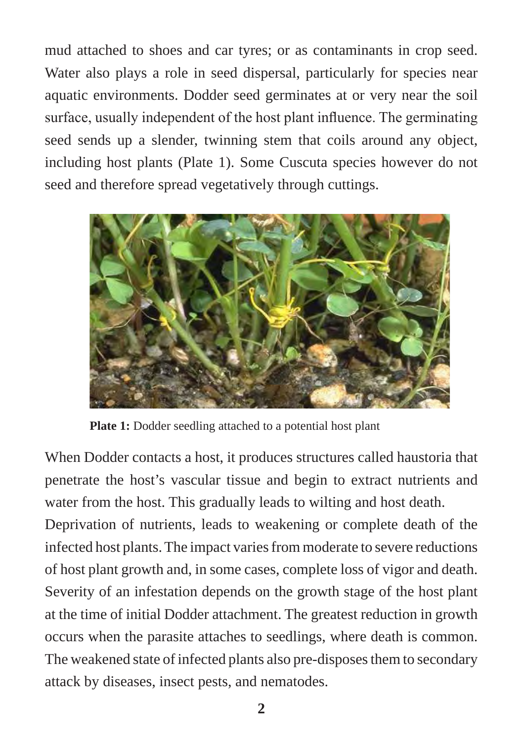mud attached to shoes and car tyres; or as contaminants in crop seed. Water also plays a role in seed dispersal, particularly for species near aquatic environments. Dodder seed germinates at or very near the soil surface, usually independent of the host plant influence. The germinating seed sends up a slender, twinning stem that coils around any object, including host plants (Plate 1). Some Cuscuta species however do not seed and therefore spread vegetatively through cuttings.

**Plate 1:** Dodder seedling attached to a potential host plant

When Dodder contacts a host, it produces structures called haustoria that penetrate the host's vascular tissue and begin to extract nutrients and water from the host. This gradually leads to wilting and host death.

Deprivation of nutrients, leads to weakening or complete death of the infected host plants. The impact varies from moderate to severe reductions of host plant growth and, in some cases, complete loss of vigor and death. Severity of an infestation depends on the growth stage of the host plant at the time of initial Dodder attachment. The greatest reduction in growth occurs when the parasite attaches to seedlings, where death is common. The weakened state of infected plants also pre-disposes them to secondary attack by diseases, insect pests, and nematodes.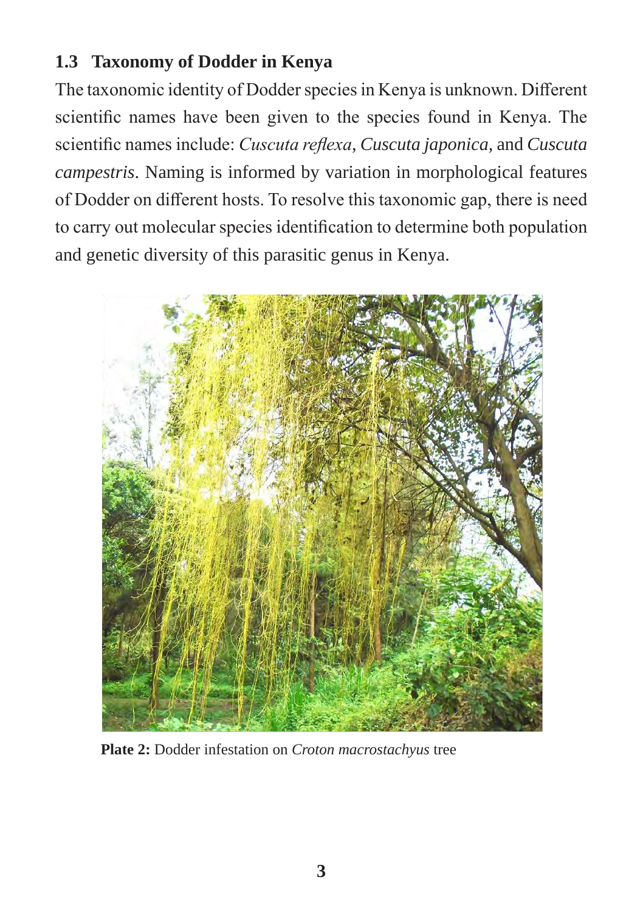### 1.3 Taxonomy of Dodder in Kenya

The taxonomic identity of Dodder species in Kenya is unknown. Different scientific names have been given to the species found in Kenya. The scientific names include: *Cuscuta reflexa*, *Cuscuta japonica,* and *Cuscuta campestris*. Naming is informed by variation in morphological features of Dodder on different hosts. To resolve this taxonomic gap, there is need to carry out molecular species identification to determine both population and genetic diversity of this parasitic genus in Kenya.

**Plate 2:** Dodder infestation on *Croton macrostachyus* tree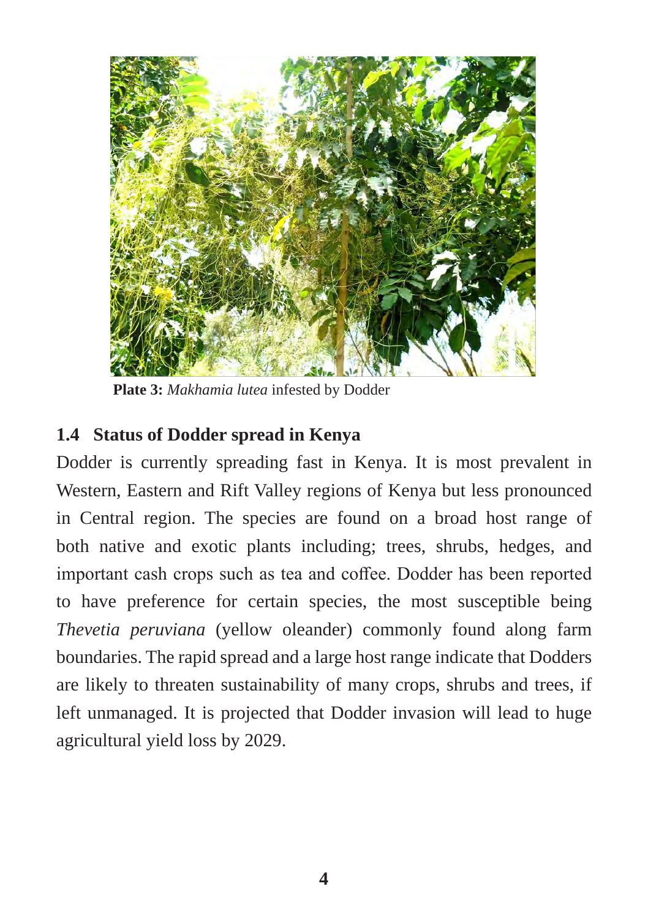**Plate 3:** *Makhamia lutea* infested by Dodder

### 1.4 Status of Dodder spread in Kenya

Dodder is currently spreading fast in Kenya. It is most prevalent in Western, Eastern and Rift Valley regions of Kenya but less pronounced in Central region. The species are found on a broad host range of both native and exotic plants including; trees, shrubs, hedges, and important cash crops such as tea and coffee. Dodder has been reported to have preference for certain species, the most susceptible being *Thevetia peruviana* (yellow oleander) commonly found along farm boundaries. The rapid spread and a large host range indicate that Dodders are likely to threaten sustainability of many crops, shrubs and trees, if left unmanaged. It is projected that Dodder invasion will lead to huge agricultural yield loss by 2029.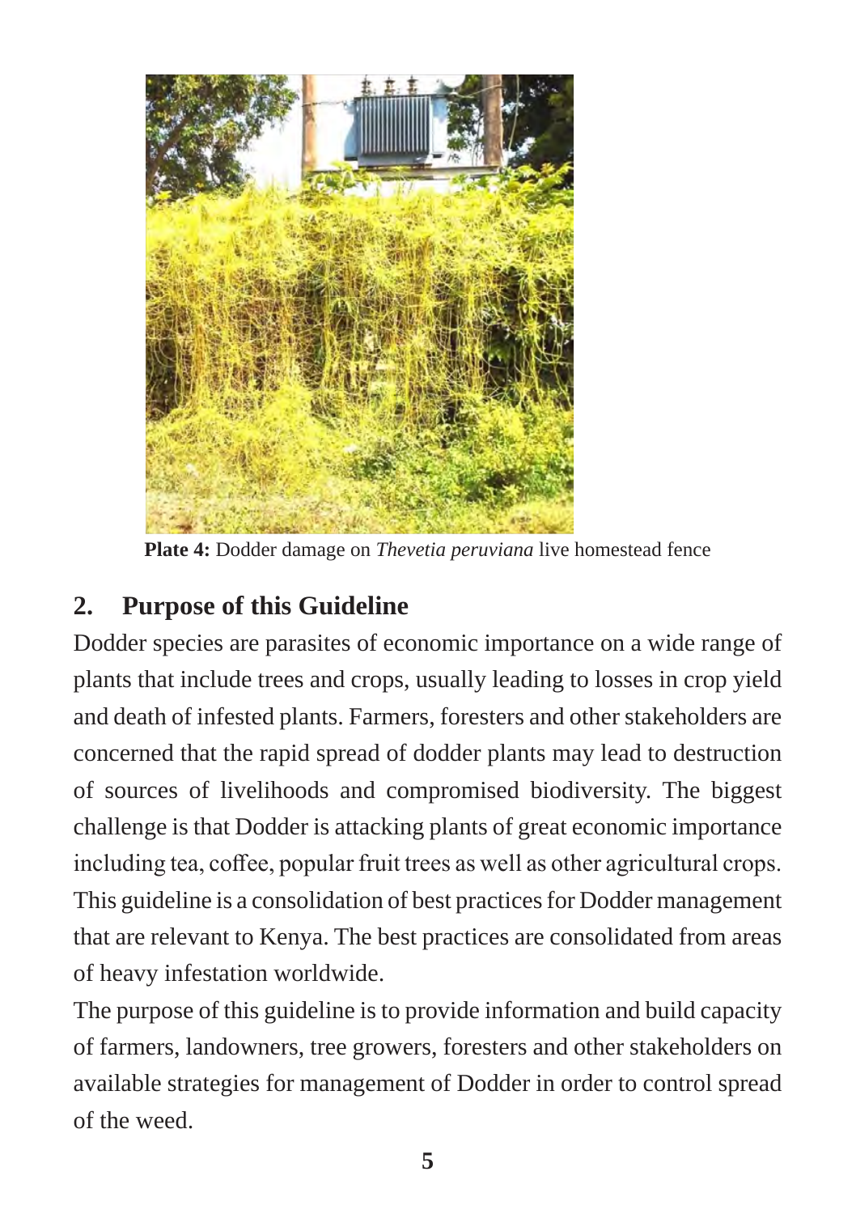**Plate 4:** Dodder damage on *Thevetia peruviana* live homestead fence

## 2. Purpose of this Guideline

Dodder species are parasites of economic importance on a wide range of plants that include trees and crops, usually leading to losses in crop yield and death of infested plants. Farmers, foresters and other stakeholders are concerned that the rapid spread of dodder plants may lead to destruction of sources of livelihoods and compromised biodiversity. The biggest challenge is that Dodder is attacking plants of great economic importance including tea, coffee, popular fruit trees as well as other agricultural crops. This guideline is a consolidation of best practices for Dodder management that are relevant to Kenya. The best practices are consolidated from areas of heavy infestation worldwide.

The purpose of this guideline is to provide information and build capacity of farmers, landowners, tree growers, foresters and other stakeholders on available strategies for management of Dodder in order to control spread of the weed.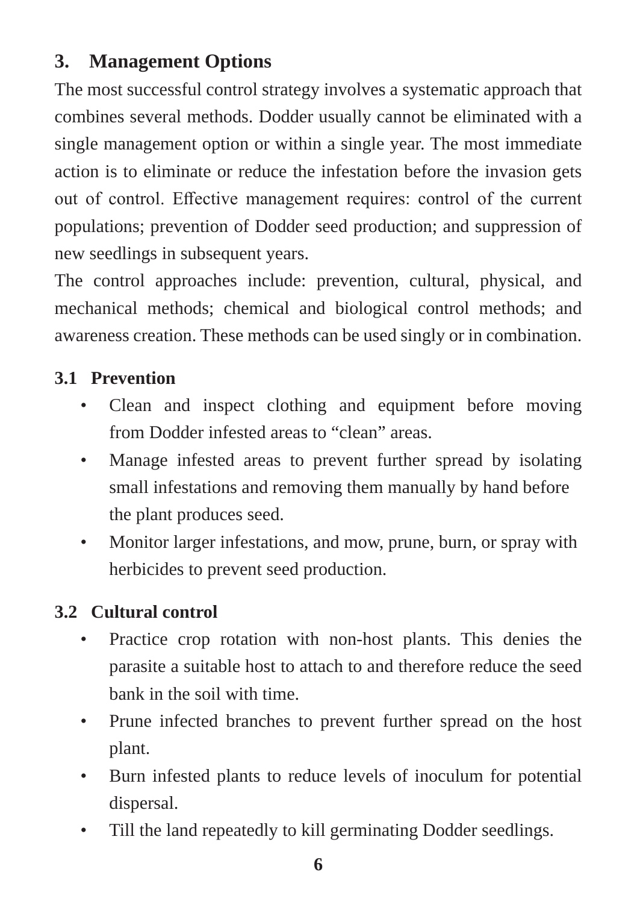## 3. Management Options

The most successful control strategy involves a systematic approach that combines several methods. Dodder usually cannot be eliminated with a single management option or within a single year. The most immediate action is to eliminate or reduce the infestation before the invasion gets out of control. Effective management requires: control of the current populations; prevention of Dodder seed production; and suppression of new seedlings in subsequent years.

The control approaches include: prevention, cultural, physical, and mechanical methods; chemical and biological control methods; and awareness creation. These methods can be used singly or in combination.

### 3.1 Prevention

- Clean and inspect clothing and equipment before moving from Dodder infested areas to "clean" areas.
- Manage infested areas to prevent further spread by isolating small infestations and removing them manually by hand before the plant produces seed.
- Monitor larger infestations, and mow, prune, burn, or spray with herbicides to prevent seed production.

### 3.2 Cultural control

- Practice crop rotation with non-host plants. This denies the parasite a suitable host to attach to and therefore reduce the seed bank in the soil with time.
- Prune infected branches to prevent further spread on the host plant.
- Burn infested plants to reduce levels of inoculum for potential dispersal.
- Till the land repeatedly to kill germinating Dodder seedlings.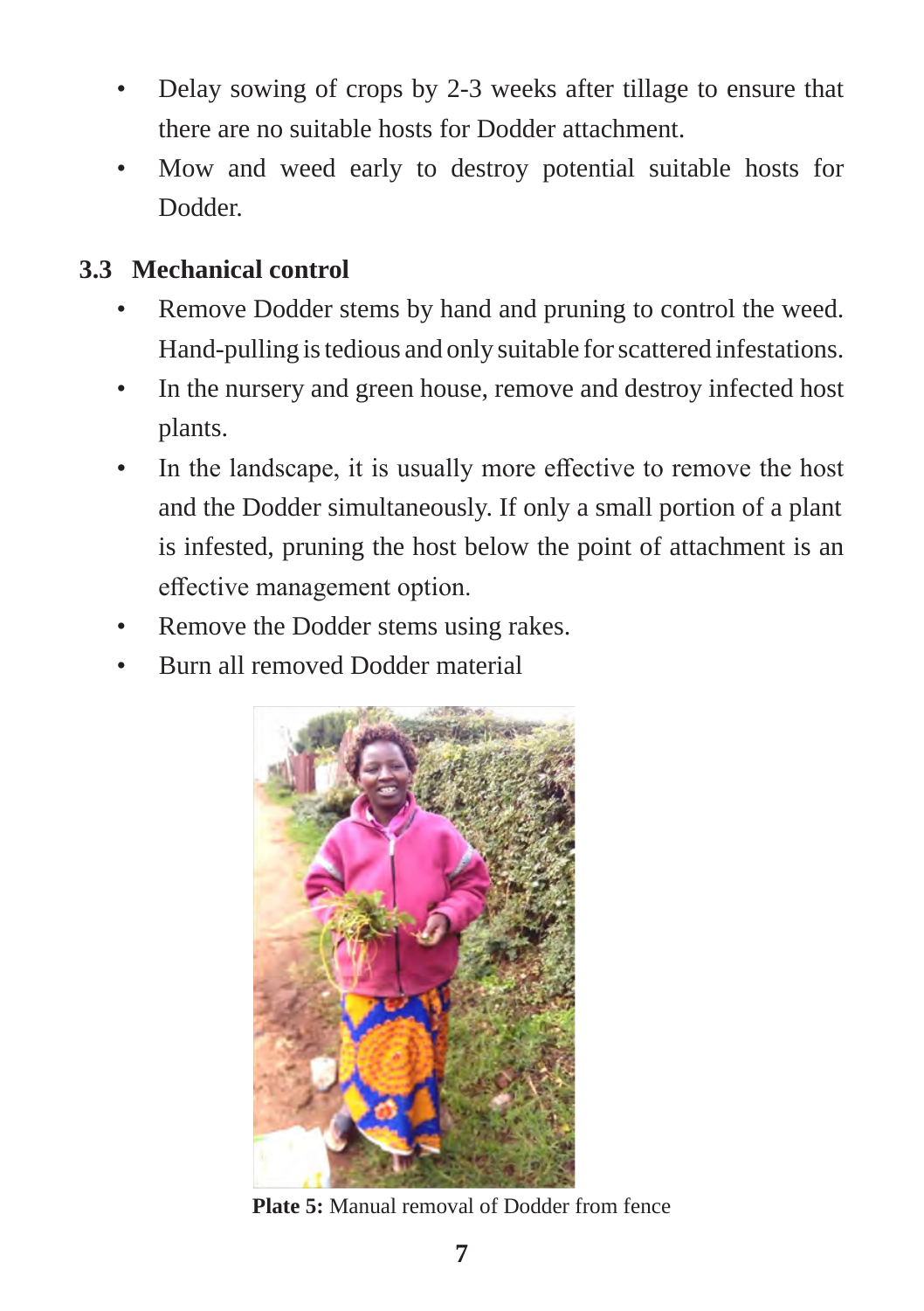- Delay sowing of crops by 2-3 weeks after tillage to ensure that there are no suitable hosts for Dodder attachment.
- Mow and weed early to destroy potential suitable hosts for Dodder.

### 3.3 Mechanical control

- Remove Dodder stems by hand and pruning to control the weed. Hand-pulling is tedious and only suitable for scattered infestations.
- In the nursery and green house, remove and destroy infected host plants.
- In the landscape, it is usually more effective to remove the host and the Dodder simultaneously. If only a small portion of a plant is infested, pruning the host below the point of attachment is an effective management option.
- Remove the Dodder stems using rakes.
- Burn all removed Dodder material

**Plate 5:** Manual removal of Dodder from fence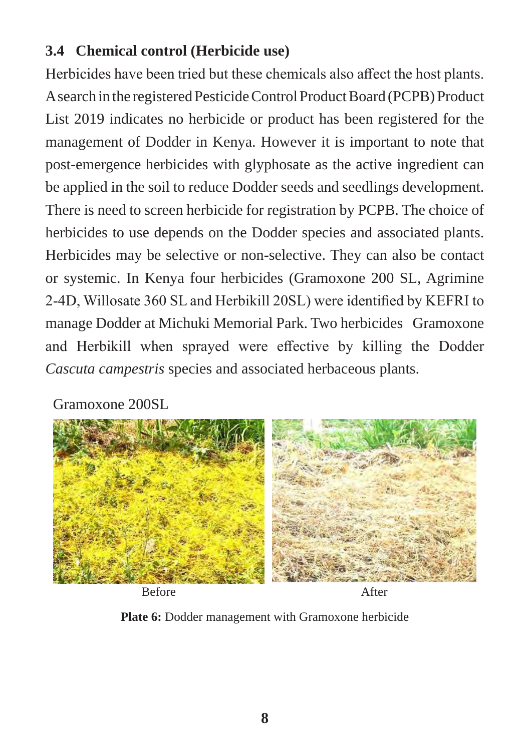### 3.4 Chemical control (Herbicide use)

Herbicides have been tried but these chemicals also affect the host plants. A search in the registered Pesticide Control Product Board (PCPB) Product List 2019 indicates no herbicide or product has been registered for the management of Dodder in Kenya. However it is important to note that post-emergence herbicides with glyphosate as the active ingredient can be applied in the soil to reduce Dodder seeds and seedlings development. There is need to screen herbicide for registration by PCPB. The choice of herbicides to use depends on the Dodder species and associated plants. Herbicides may be selective or non-selective. They can also be contact or systemic. In Kenya four herbicides (Gramoxone 200 SL, Agrimine 2-4D, Willosate 360 SL and Herbikill 20SL) were identified by KEFRI to manage Dodder at Michuki Memorial Park. Two herbicides Gramoxone and Herbikill when sprayed were effective by killing the Dodder *Cascuta campestris* species and associated herbaceous plants.

Gramoxone 200SL

Before After

**Plate 6:** Dodder management with Gramoxone herbicide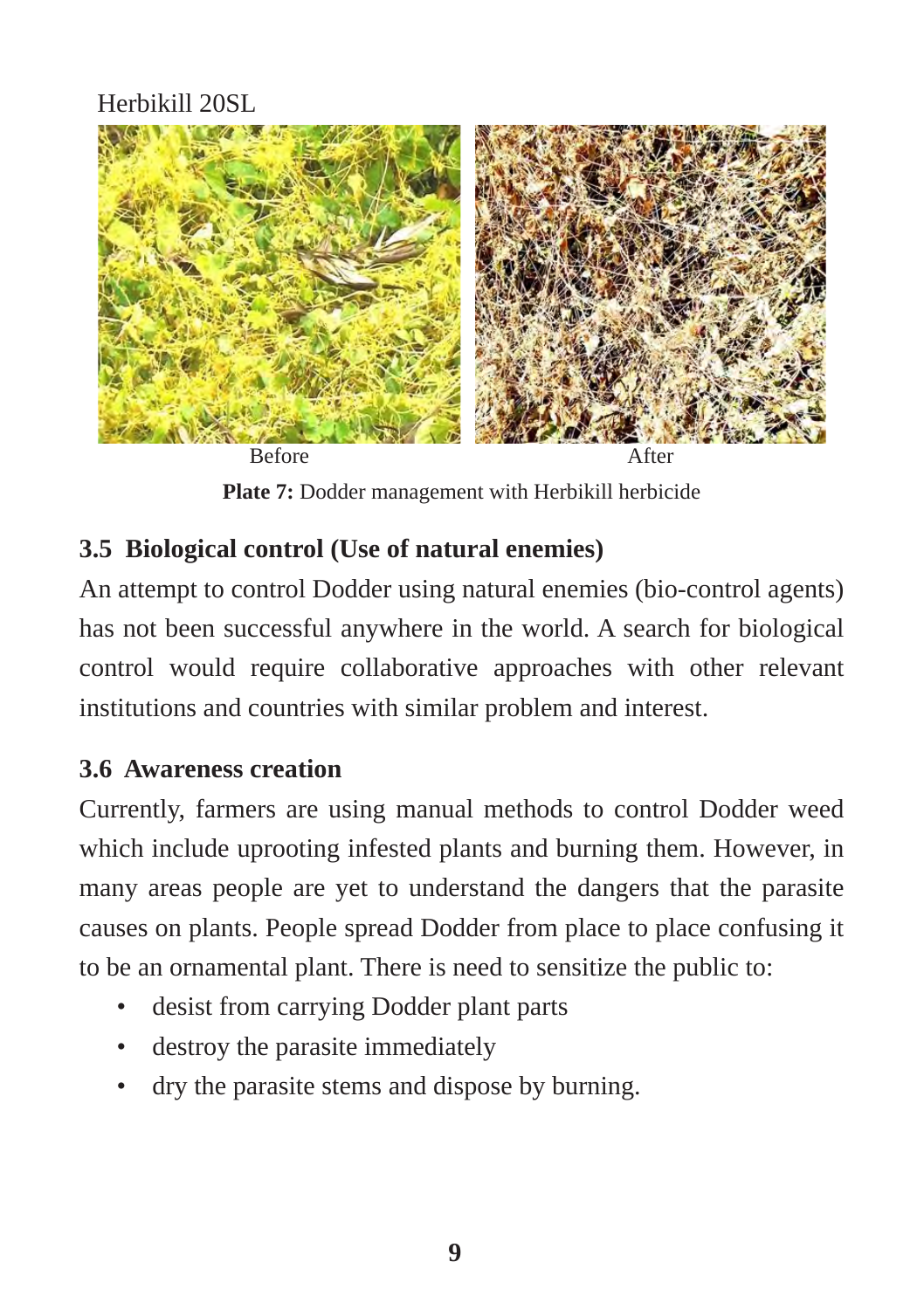Herbikill 20SL

Before After

**Plate 7:** Dodder management with Herbikill herbicide

### 3.5 Biological control (Use of natural enemies)

An attempt to control Dodder using natural enemies (bio-control agents) has not been successful anywhere in the world. A search for biological control would require collaborative approaches with other relevant institutions and countries with similar problem and interest.

### 3.6 Awareness creation

Currently, farmers are using manual methods to control Dodder weed which include uprooting infested plants and burning them. However, in many areas people are yet to understand the dangers that the parasite causes on plants. People spread Dodder from place to place confusing it to be an ornamental plant. There is need to sensitize the public to:

- desist from carrying Dodder plant parts
- destroy the parasite immediately
- dry the parasite stems and dispose by burning.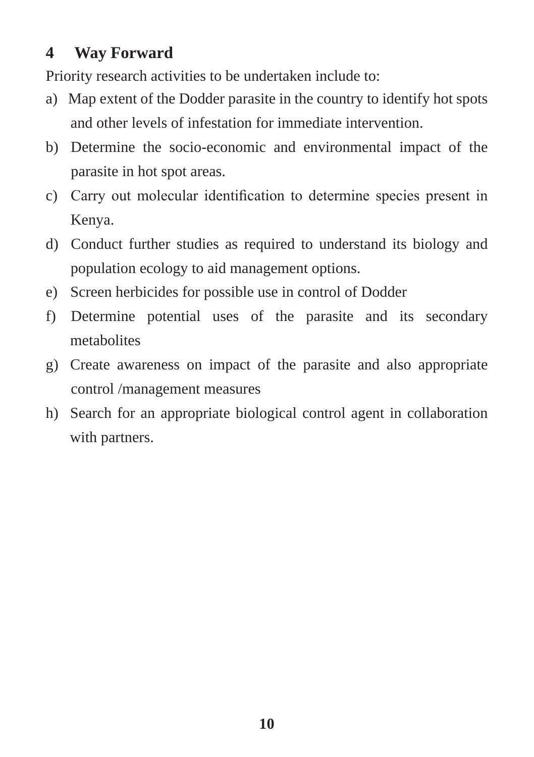## 4 Way Forward

Priority research activities to be undertaken include to:

a) Map extent of the Dodder parasite in the country to identify hot spots and other levels of infestation for immediate intervention.

b) Determine the socio-economic and environmental impact of the parasite in hot spot areas.

c) Carry out molecular identification to determine species present in Kenya.

d) Conduct further studies as required to understand its biology and population ecology to aid management options.

e) Screen herbicides for possible use in control of Dodder

f) Determine potential uses of the parasite and its secondary metabolites

g) Create awareness on impact of the parasite and also appropriate control /management measures

h) Search for an appropriate biological control agent in collaboration with partners.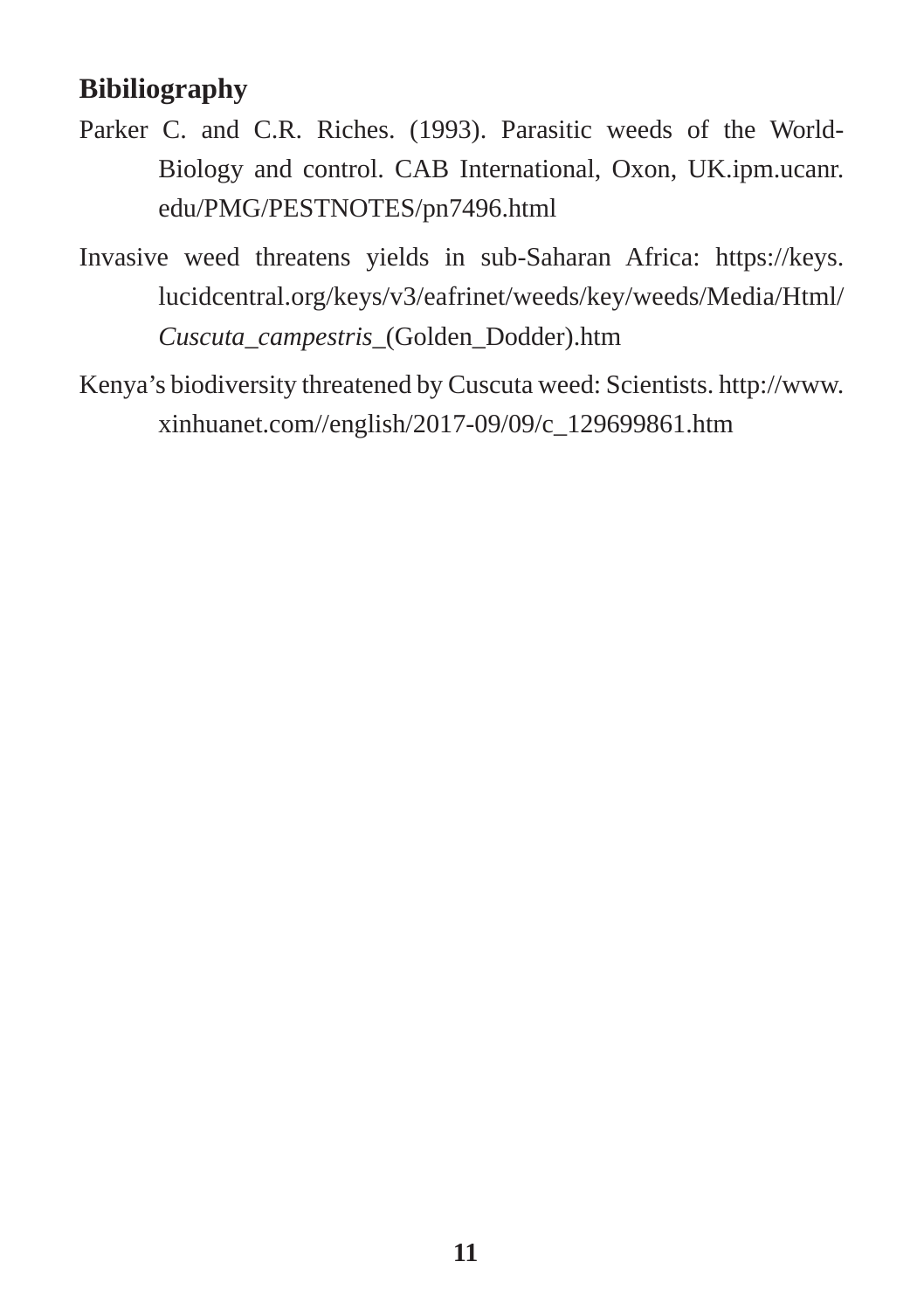## Bibiliography

Parker C. and C.R. Riches. (1993). Parasitic weeds of the World-Biology and control. CAB International, Oxon, UK.ipm.ucanr.edu/PMG/PESTNOTES/pn7496.html

Invasive weed threatens yields in sub-Saharan Africa: https://keys.lucidcentral.org/keys/v3/eafrinet/weeds/key/weeds/Media/Html/*Cuscuta_campestris_*(Golden_Dodder).htm

Kenya's biodiversity threatened by Cuscuta weed: Scientists. http://www.xinhuanet.com//english/2017-09/09/c_129699861.htm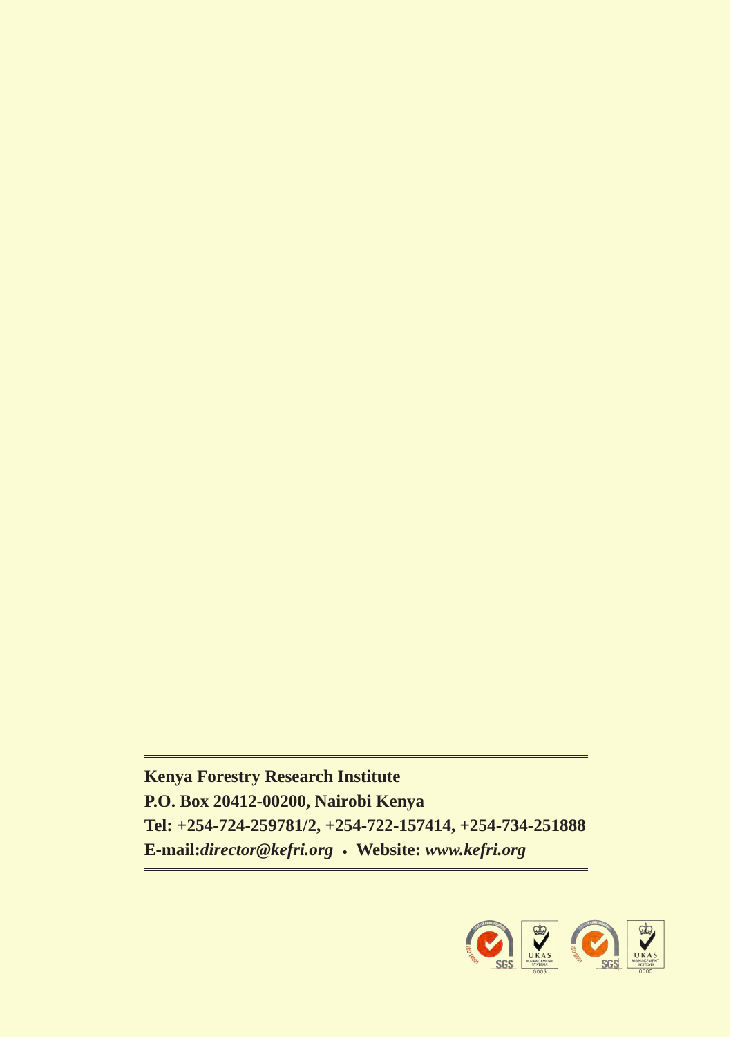**Kenya Forestry Research Institute**
**P.O. Box 20412-00200, Nairobi Kenya**
**Tel: +254-724-259781/2, +254-722-157414, +254-734-251888**
**E-mail:*director@kefri.org*** ⬩ **Website: *www.kefri.org***